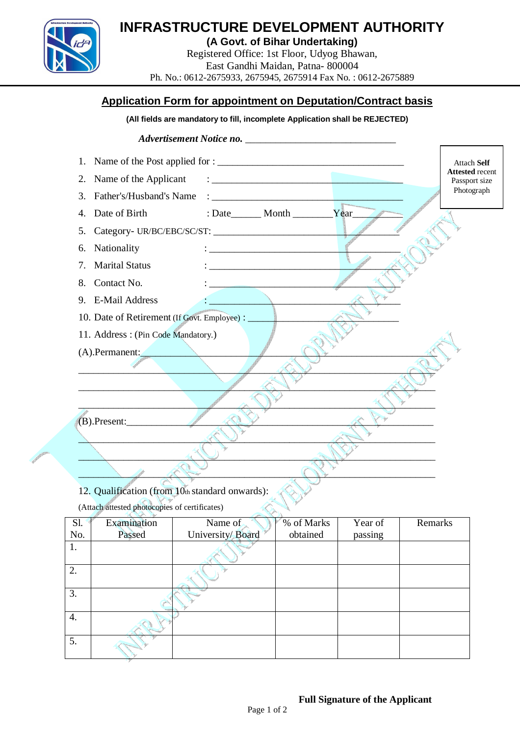# INFRASTRUCTURE DEVELOPMENT AUTHORITY

**(A Govt. of Bihar Undertaking)**

Registered Office: 1st Floor, Udyog Bhawan,
East Gandhi Maidan, Patna- 800004
Ph. No.: 0612-2675933, 2675945, 2675914 Fax No. : 0612-2675889

## Application Form for appointment on Deputation/Contract basis

**(All fields are mandatory to fill, incomplete Application shall be REJECTED)**

***Advertisement Notice no.*** _______________________________

Attach **Self Attested** recent Passport size Photograph

1. Name of the Post applied for : ______________________________________
2. Name of the Applicant : ______________________________________
3. Father's/Husband's Name : ______________________________________
4. Date of Birth : Date______ Month ________Year__________
5. Category- UR/BC/EBC/SC/ST: ______________________________________
6. Nationality : ______________________________________
7. Marital Status : ______________________________________
8. Contact No. : ______________________________________
9. E-Mail Address : ______________________________________
10. Date of Retirement (If Govt. Employee) : ______________________________
11. Address : (Pin Code Mandatory.)

(A).Permanent:_____________________________________________________

___________________________________________________________________

___________________________________________________________________

___________________________________________________________________

(B).Present:_______________________________________________________

___________________________________________________________________

___________________________________________________________________

___________________________________________________________________

12. Qualification (from 10th standard onwards):

(Attach attested photocopies of certificates)

| Sl. No. | Examination Passed | Name of University/ Board | % of Marks obtained | Year of passing | Remarks |
|---|---|---|---|---|---|
| 1. | | | | | |
| 2. | | | | | |
| 3. | | | | | |
| 4. | | | | | |
| 5. | | | | | |

**Full Signature of the Applicant**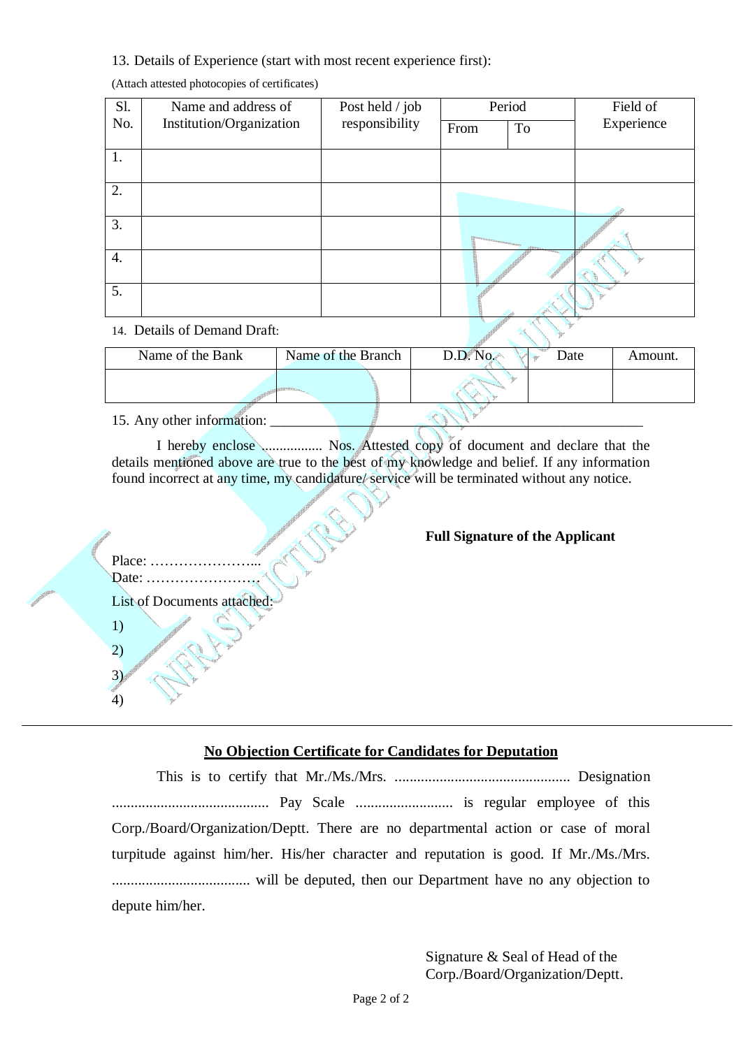13. Details of Experience (start with most recent experience first):

(Attach attested photocopies of certificates)

| Sl. No. | Name and address of Institution/Organization | Post held / job responsibility | Period | | Field of Experience |
|---|---|---|---|---|---|
| | | | From | To | |
| 1. | | | | | |
| 2. | | | | | |
| 3. | | | | | |
| 4. | | | | | |
| 5. | | | | | |

14. Details of Demand Draft:

| Name of the Bank | Name of the Branch | D.D. No. | Date | Amount. |
|---|---|---|---|---|
| | | | | |

15. Any other information: ______________________________________________________

I hereby enclose ................. Nos. Attested copy of document and declare that the details mentioned above are true to the best of my knowledge and belief. If any information found incorrect at any time, my candidature/ service will be terminated without any notice.

**Full Signature of the Applicant**

Place: …………………...
Date: …………………….

List of Documents attached:

1)

2)

3)

4)

---

**No Objection Certificate for Candidates for Deputation**

This is to certify that Mr./Ms./Mrs. ............................................... Designation .......................................... Pay Scale .......................... is regular employee of this Corp./Board/Organization/Deptt. There are no departmental action or case of moral turpitude against him/her. His/her character and reputation is good. If Mr./Ms./Mrs. ..................................... will be deputed, then our Department have no any objection to depute him/her.

Signature & Seal of Head of the Corp./Board/Organization/Deptt.